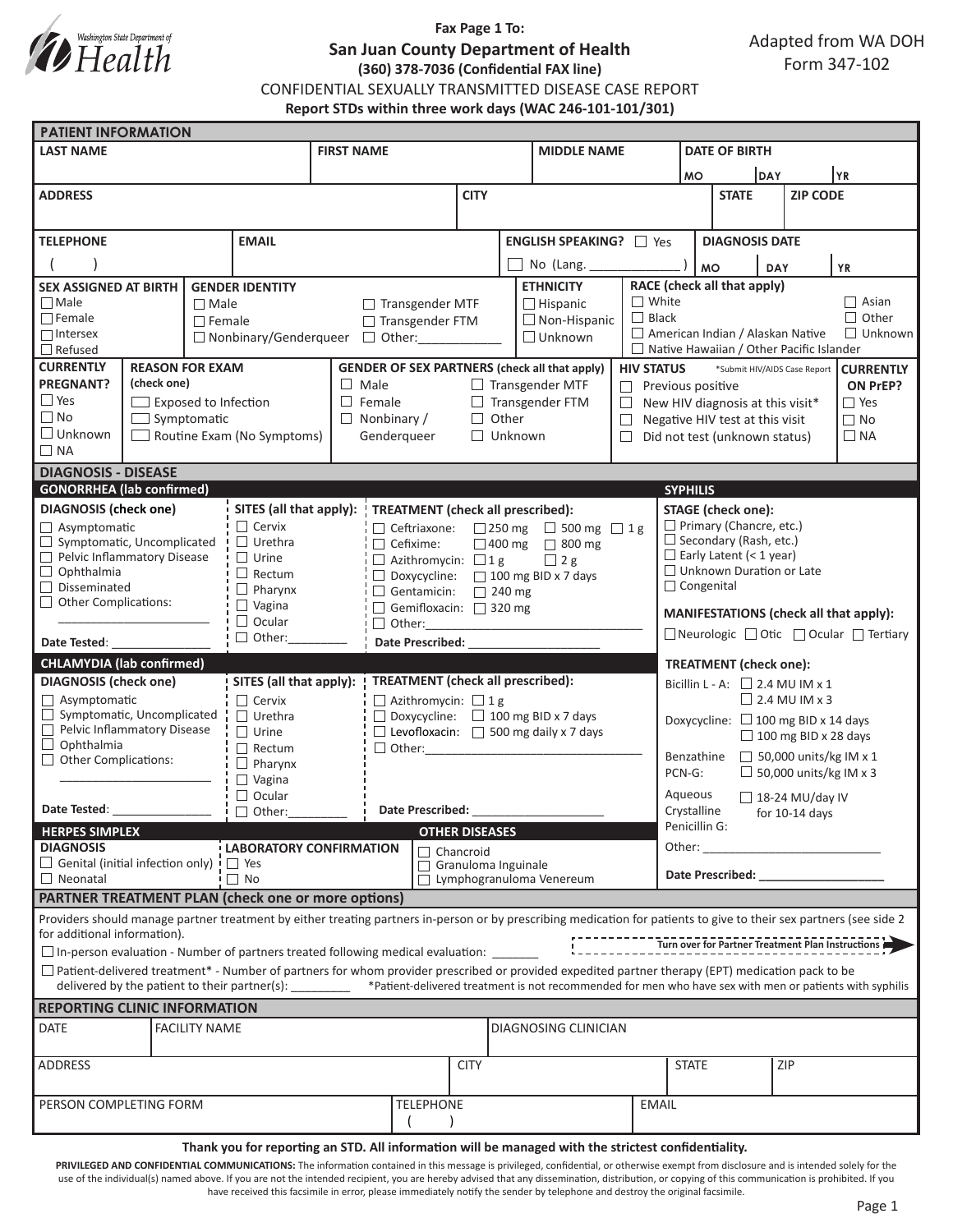Fax Page 1 To:

## San Juan County Department of Health

**(360) 378-7036 (Confidential FAX line)**

Adapted from WA DOH Form 347-102

CONFIDENTIAL SEXUALLY TRANSMITTED DISEASE CASE REPORT

**Report STDs within three work days (WAC 246-101-101/301)**

### PATIENT INFORMATION

| LAST NAME | FIRST NAME | MIDDLE NAME | DATE OF BIRTH MO DAY YR |
|---|---|---|---|
| | | | |

| ADDRESS | CITY | STATE | ZIP CODE |
|---|---|---|---|
| | | | |

| TELEPHONE | EMAIL | ENGLISH SPEAKING? ☐ Yes ☐ No (Lang. ______) | DIAGNOSIS DATE MO DAY YR |
|---|---|---|---|
| ( ) | | | |

**SEX ASSIGNED AT BIRTH**
- ☐ Male
- ☐ Female
- ☐ Intersex
- ☐ Refused

**GENDER IDENTITY**
- ☐ Male
- ☐ Female
- ☐ Nonbinary/Genderqueer
- ☐ Transgender MTF
- ☐ Transgender FTM
- ☐ Other:____________

**ETHNICITY**
- ☐ Hispanic
- ☐ Non-Hispanic
- ☐ Unknown

**RACE (check all that apply)**
- ☐ White
- ☐ Black
- ☐ American Indian / Alaskan Native
- ☐ Native Hawaiian / Other Pacific Islander
- ☐ Asian
- ☐ Other
- ☐ Unknown

**CURRENTLY PREGNANT?**
- ☐ Yes
- ☐ No
- ☐ Unknown
- ☐ NA

**REASON FOR EXAM (check one)**
- ☐ Exposed to Infection
- ☐ Symptomatic
- ☐ Routine Exam (No Symptoms)

**GENDER OF SEX PARTNERS (check all that apply)**
- ☐ Male
- ☐ Female
- ☐ Nonbinary / Genderqueer
- ☐ Transgender MTF
- ☐ Transgender FTM
- ☐ Other
- ☐ Unknown

**HIV STATUS** *Submit HIV/AIDS Case Report
- ☐ Previous positive
- ☐ New HIV diagnosis at this visit*
- ☐ Negative HIV test at this visit
- ☐ Did not test (unknown status)

**CURRENTLY ON PrEP?**
- ☐ Yes
- ☐ No
- ☐ NA

### DIAGNOSIS - DISEASE

#### GONORRHEA (lab confirmed)

**DIAGNOSIS (check one)**
- ☐ Asymptomatic
- ☐ Symptomatic, Uncomplicated
- ☐ Pelvic Inflammatory Disease
- ☐ Ophthalmia
- ☐ Disseminated
- ☐ Other Complications: ______________________

Date Tested: _______________

**SITES (all that apply):**
- ☐ Cervix
- ☐ Urethra
- ☐ Urine
- ☐ Rectum
- ☐ Pharynx
- ☐ Vagina
- ☐ Ocular
- ☐ Other:_________

**TREATMENT (check all prescribed):**
- ☐ Ceftriaxone: ☐ 250 mg ☐ 500 mg ☐ 1 g
- ☐ Cefixime: ☐ 400 mg ☐ 800 mg
- ☐ Azithromycin: ☐ 1 g ☐ 2 g
- ☐ Doxycycline: ☐ 100 mg BID x 7 days
- ☐ Gentamicin: ☐ 240 mg
- ☐ Gemifloxacin: ☐ 320 mg
- ☐ Other:________________________________

Date Prescribed: ____________________

#### CHLAMYDIA (lab confirmed)

**DIAGNOSIS (check one)**
- ☐ Asymptomatic
- ☐ Symptomatic, Uncomplicated
- ☐ Pelvic Inflammatory Disease
- ☐ Ophthalmia
- ☐ Other Complications: ______________________

Date Tested: _______________

**SITES (all that apply):**
- ☐ Cervix
- ☐ Urethra
- ☐ Urine
- ☐ Rectum
- ☐ Pharynx
- ☐ Vagina
- ☐ Ocular
- ☐ Other:_________

**TREATMENT (check all prescribed):**
- ☐ Azithromycin: ☐ 1 g
- ☐ Doxycycline: ☐ 100 mg BID x 7 days
- ☐ Levofloxacin: ☐ 500 mg daily x 7 days
- ☐ Other:________________________________

Date Prescribed: ____________________

#### HERPES SIMPLEX

**DIAGNOSIS**
- ☐ Genital (initial infection only)
- ☐ Neonatal

**LABORATORY CONFIRMATION**
- ☐ Yes
- ☐ No

#### OTHER DISEASES
- ☐ Chancroid
- ☐ Granuloma Inguinale
- ☐ Lymphogranuloma Venereum

#### SYPHILIS

**STAGE (check one):**
- ☐ Primary (Chancre, etc.)
- ☐ Secondary (Rash, etc.)
- ☐ Early Latent (< 1 year)
- ☐ Unknown Duration or Late
- ☐ Congenital

**MANIFESTATIONS (check all that apply):**
☐ Neurologic ☐ Otic ☐ Ocular ☐ Tertiary

**TREATMENT (check one):**
- Bicillin L - A: ☐ 2.4 MU IM x 1 ☐ 2.4 MU IM x 3
- Doxycycline: ☐ 100 mg BID x 14 days ☐ 100 mg BID x 28 days
- Benzathine PCN-G: ☐ 50,000 units/kg IM x 1 ☐ 50,000 units/kg IM x 3
- Aqueous Crystalline Penicillin G: ☐ 18-24 MU/day IV for 10-14 days
- Other: ___________________________

Date Prescribed: ___________________

### PARTNER TREATMENT PLAN (check one or more options)

Providers should manage partner treatment by either treating partners in-person or by prescribing medication for patients to give to their sex partners (see side 2 for additional information).

**Turn over for Partner Treatment Plan Instructions**

☐ In-person evaluation - Number of partners treated following medical evaluation: _______

☐ Patient-delivered treatment* - Number of partners for whom provider prescribed or provided expedited partner therapy (EPT) medication pack to be delivered by the patient to their partner(s): ________ *Patient-delivered treatment is not recommended for men who have sex with men or patients with syphilis

### REPORTING CLINIC INFORMATION

| DATE | FACILITY NAME | DIAGNOSING CLINICIAN |
|---|---|---|
| | | |

| ADDRESS | CITY | STATE | ZIP |
|---|---|---|---|
| | | | |

| PERSON COMPLETING FORM | TELEPHONE | EMAIL |
|---|---|---|
| | ( ) | |

**Thank you for reporting an STD. All information will be managed with the strictest confidentiality.**

**PRIVILEGED AND CONFIDENTIAL COMMUNICATIONS:** The information contained in this message is privileged, confidential, or otherwise exempt from disclosure and is intended solely for the use of the individual(s) named above. If you are not the intended recipient, you are hereby advised that any dissemination, distribution, or copying of this communication is prohibited. If you have received this facsimile in error, please immediately notify the sender by telephone and destroy the original facsimile.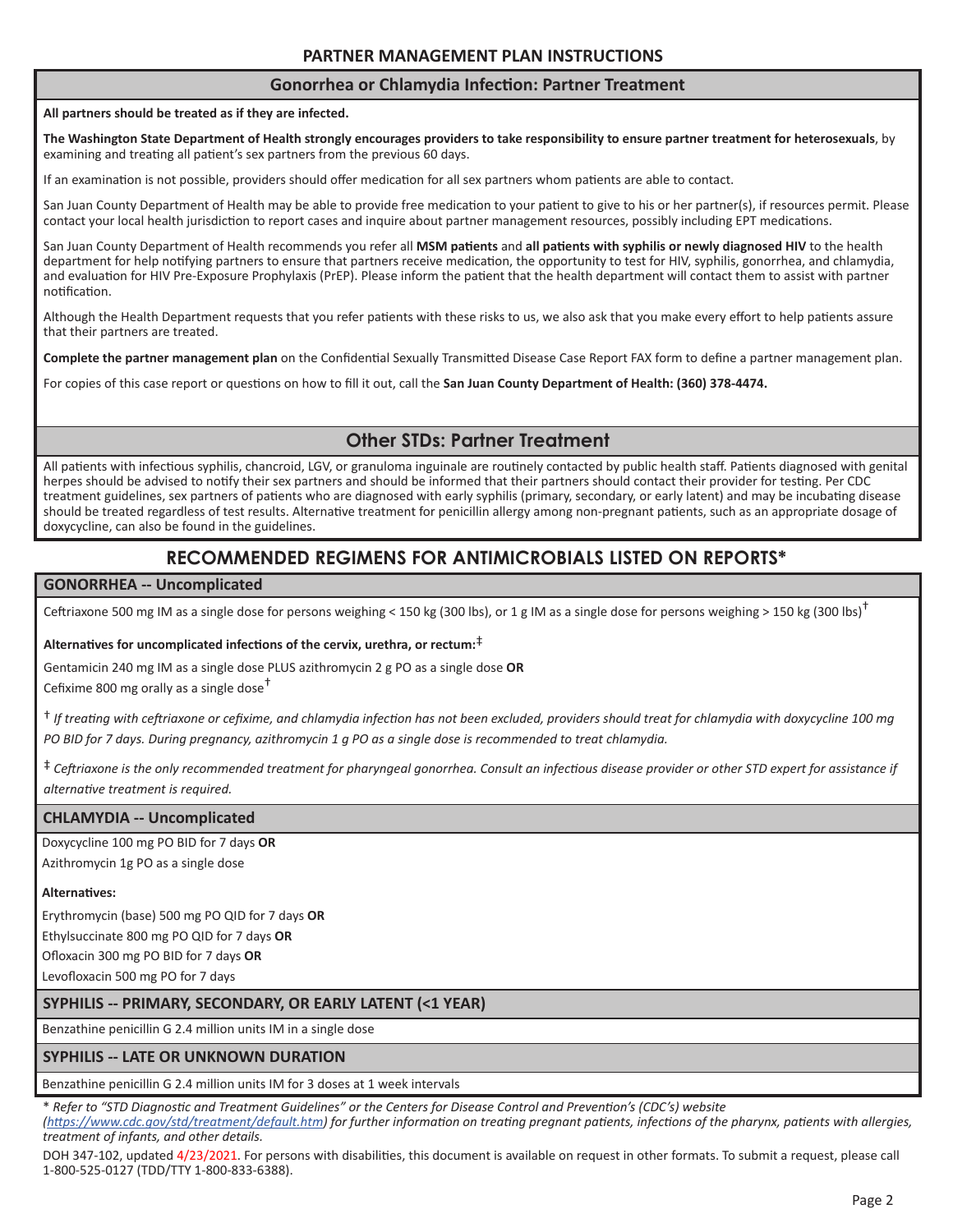# PARTNER MANAGEMENT PLAN INSTRUCTIONS

## Gonorrhea or Chlamydia Infection: Partner Treatment

**All partners should be treated as if they are infected.**

**The Washington State Department of Health strongly encourages providers to take responsibility to ensure partner treatment for heterosexuals**, by examining and treating all patient's sex partners from the previous 60 days.

If an examination is not possible, providers should offer medication for all sex partners whom patients are able to contact.

San Juan County Department of Health may be able to provide free medication to your patient to give to his or her partner(s), if resources permit. Please contact your local health jurisdiction to report cases and inquire about partner management resources, possibly including EPT medications.

San Juan County Department of Health recommends you refer all **MSM patients** and **all patients with syphilis or newly diagnosed HIV** to the health department for help notifying partners to ensure that partners receive medication, the opportunity to test for HIV, syphilis, gonorrhea, and chlamydia, and evaluation for HIV Pre-Exposure Prophylaxis (PrEP). Please inform the patient that the health department will contact them to assist with partner notification.

Although the Health Department requests that you refer patients with these risks to us, we also ask that you make every effort to help patients assure that their partners are treated.

**Complete the partner management plan** on the Confidential Sexually Transmitted Disease Case Report FAX form to define a partner management plan.

For copies of this case report or questions on how to fill it out, call the **San Juan County Department of Health: (360) 378-4474.**

## Other STDs: Partner Treatment

All patients with infectious syphilis, chancroid, LGV, or granuloma inguinale are routinely contacted by public health staff. Patients diagnosed with genital herpes should be advised to notify their sex partners and should be informed that their partners should contact their provider for testing. Per CDC treatment guidelines, sex partners of patients who are diagnosed with early syphilis (primary, secondary, or early latent) and may be incubating disease should be treated regardless of test results. Alternative treatment for penicillin allergy among non-pregnant patients, such as an appropriate dosage of doxycycline, can also be found in the guidelines.

## RECOMMENDED REGIMENS FOR ANTIMICROBIALS LISTED ON REPORTS*

### GONORRHEA -- Uncomplicated

Ceftriaxone 500 mg IM as a single dose for persons weighing < 150 kg (300 lbs), or 1 g IM as a single dose for persons weighing > 150 kg (300 lbs)†

**Alternatives for uncomplicated infections of the cervix, urethra, or rectum:‡**

Gentamicin 240 mg IM as a single dose PLUS azithromycin 2 g PO as a single dose **OR**

Cefixime 800 mg orally as a single dose†

† *If treating with ceftriaxone or cefixime, and chlamydia infection has not been excluded, providers should treat for chlamydia with doxycycline 100 mg PO BID for 7 days. During pregnancy, azithromycin 1 g PO as a single dose is recommended to treat chlamydia.*

‡ *Ceftriaxone is the only recommended treatment for pharyngeal gonorrhea. Consult an infectious disease provider or other STD expert for assistance if alternative treatment is required.*

### CHLAMYDIA -- Uncomplicated

Doxycycline 100 mg PO BID for 7 days **OR**

Azithromycin 1g PO as a single dose

**Alternatives:**

Erythromycin (base) 500 mg PO QID for 7 days **OR**

Ethylsuccinate 800 mg PO QID for 7 days **OR**

Ofloxacin 300 mg PO BID for 7 days **OR**

Levofloxacin 500 mg PO for 7 days

### SYPHILIS -- PRIMARY, SECONDARY, OR EARLY LATENT (<1 YEAR)

Benzathine penicillin G 2.4 million units IM in a single dose

### SYPHILIS -- LATE OR UNKNOWN DURATION

Benzathine penicillin G 2.4 million units IM for 3 doses at 1 week intervals

\* *Refer to "STD Diagnostic and Treatment Guidelines" or the Centers for Disease Control and Prevention's (CDC's) website (https://www.cdc.gov/std/treatment/default.htm) for further information on treating pregnant patients, infections of the pharynx, patients with allergies, treatment of infants, and other details.*

DOH 347-102, updated 4/23/2021. For persons with disabilities, this document is available on request in other formats. To submit a request, please call 1-800-525-0127 (TDD/TTY 1-800-833-6388).